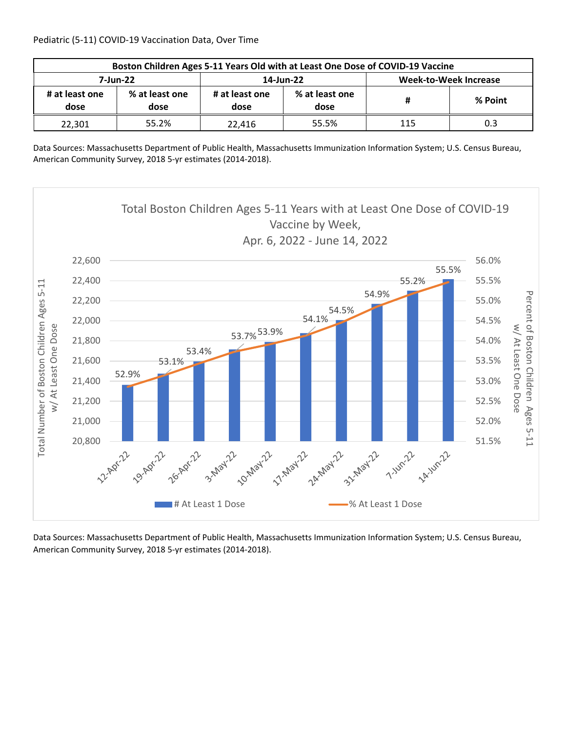Pediatric (5-11) COVID-19 Vaccination Data, Over Time

| Boston Children Ages 5-11 Years Old with at Least One Dose of COVID-19 Vaccine | | | | | |
|---|---|---|---|---|---|
| 7-Jun-22 | | 14-Jun-22 | | Week-to-Week Increase | |
| # at least one dose | % at least one dose | # at least one dose | % at least one dose | # | % Point |
| 22,301 | 55.2% | 22,416 | 55.5% | 115 | 0.3 |

Data Sources: Massachusetts Department of Public Health, Massachusetts Immunization Information System; U.S. Census Bureau, American Community Survey, 2018 5-yr estimates (2014-2018).

Total Boston Children Ages 5-11 Years with at Least One Dose of COVID-19 Vaccine by Week, Apr. 6, 2022 - June 14, 2022

| Week | % At Least 1 Dose |
|---|---|
| 12-Apr-22 | 52.9% |
| 19-Apr-22 | 53.1% |
| 26-Apr-22 | 53.4% |
| 3-May-22 | 53.7% |
| 10-May-22 | 53.9% |
| 17-May-22 | 54.1% |
| 24-May-22 | 54.5% |
| 31-May-22 | 54.9% |
| 7-Jun-22 | 55.2% |
| 14-Jun-22 | 55.5% |

Data Sources: Massachusetts Department of Public Health, Massachusetts Immunization Information System; U.S. Census Bureau, American Community Survey, 2018 5-yr estimates (2014-2018).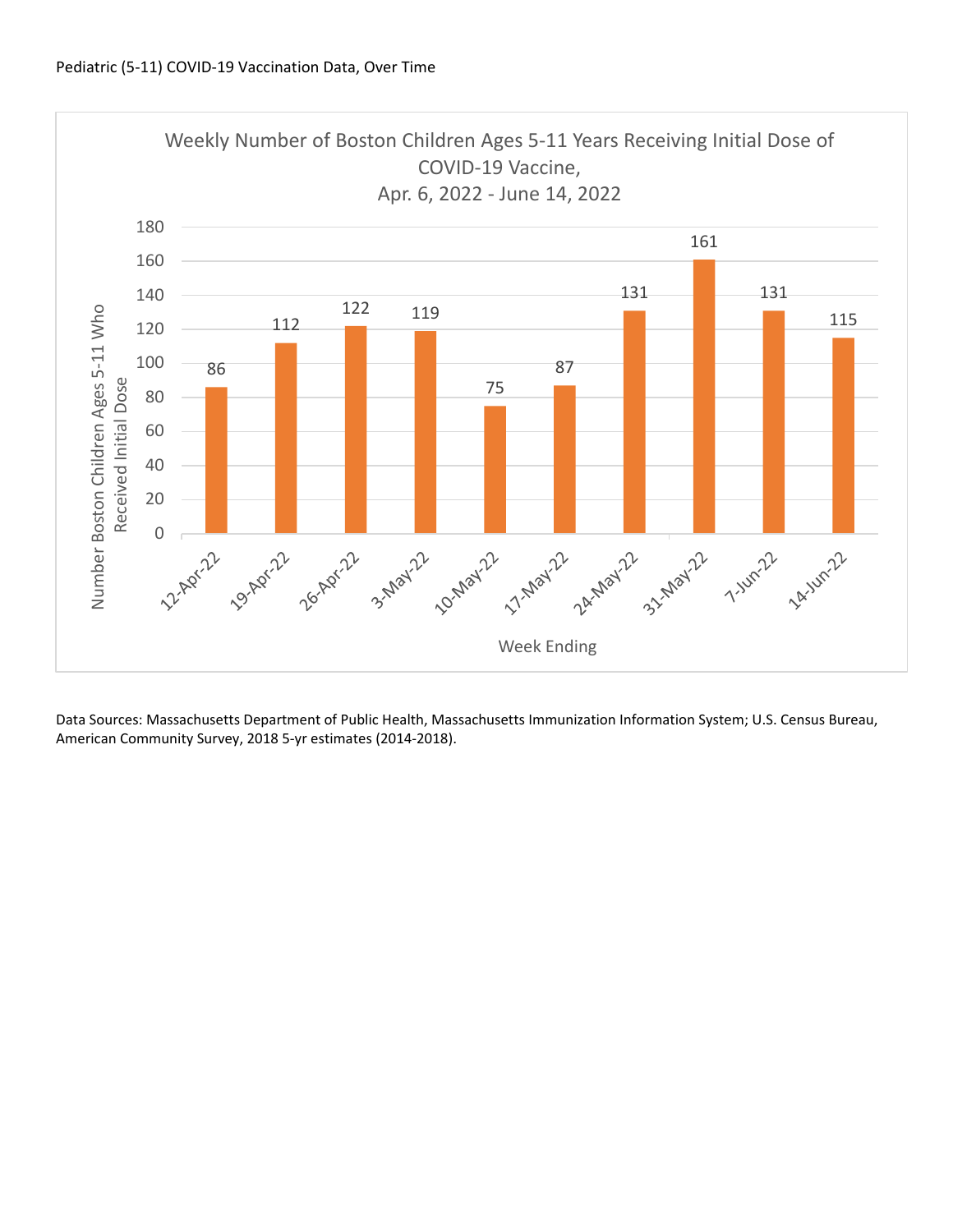Pediatric (5-11) COVID-19 Vaccination Data, Over Time

Weekly Number of Boston Children Ages 5-11 Years Receiving Initial Dose of COVID-19 Vaccine, Apr. 6, 2022 - June 14, 2022

| Week Ending | Number Boston Children Ages 5-11 Who Received Initial Dose |
| --- | --- |
| 12-Apr-22 | 86 |
| 19-Apr-22 | 112 |
| 26-Apr-22 | 122 |
| 3-May-22 | 119 |
| 10-May-22 | 75 |
| 17-May-22 | 87 |
| 24-May-22 | 131 |
| 31-May-22 | 161 |
| 7-Jun-22 | 131 |
| 14-Jun-22 | 115 |

Data Sources: Massachusetts Department of Public Health, Massachusetts Immunization Information System; U.S. Census Bureau, American Community Survey, 2018 5-yr estimates (2014-2018).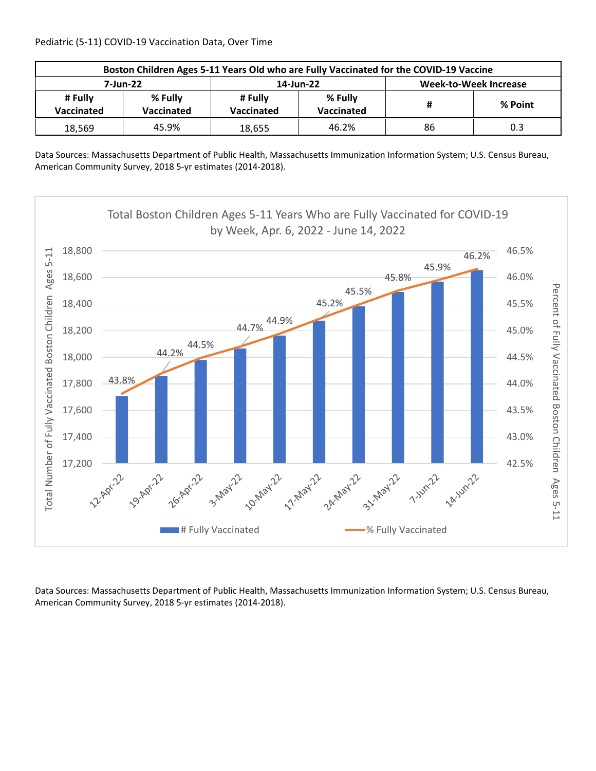Pediatric (5-11) COVID-19 Vaccination Data, Over Time

| Boston Children Ages 5-11 Years Old who are Fully Vaccinated for the COVID-19 Vaccine | | | | | |
|---|---|---|---|---|---|
| 7-Jun-22 | | 14-Jun-22 | | Week-to-Week Increase | |
| # Fully Vaccinated | % Fully Vaccinated | # Fully Vaccinated | % Fully Vaccinated | # | % Point |
| 18,569 | 45.9% | 18,655 | 46.2% | 86 | 0.3 |

Data Sources: Massachusetts Department of Public Health, Massachusetts Immunization Information System; U.S. Census Bureau, American Community Survey, 2018 5-yr estimates (2014-2018).

Total Boston Children Ages 5-11 Years Who are Fully Vaccinated for COVID-19 by Week, Apr. 6, 2022 - June 14, 2022

| Week | % Fully Vaccinated |
|---|---|
| 12-Apr-22 | 43.8% |
| 19-Apr-22 | 44.2% |
| 26-Apr-22 | 44.5% |
| 3-May-22 | 44.7% |
| 10-May-22 | 44.9% |
| 17-May-22 | 45.2% |
| 24-May-22 | 45.5% |
| 31-May-22 | 45.8% |
| 7-Jun-22 | 45.9% |
| 14-Jun-22 | 46.2% |

Data Sources: Massachusetts Department of Public Health, Massachusetts Immunization Information System; U.S. Census Bureau, American Community Survey, 2018 5-yr estimates (2014-2018).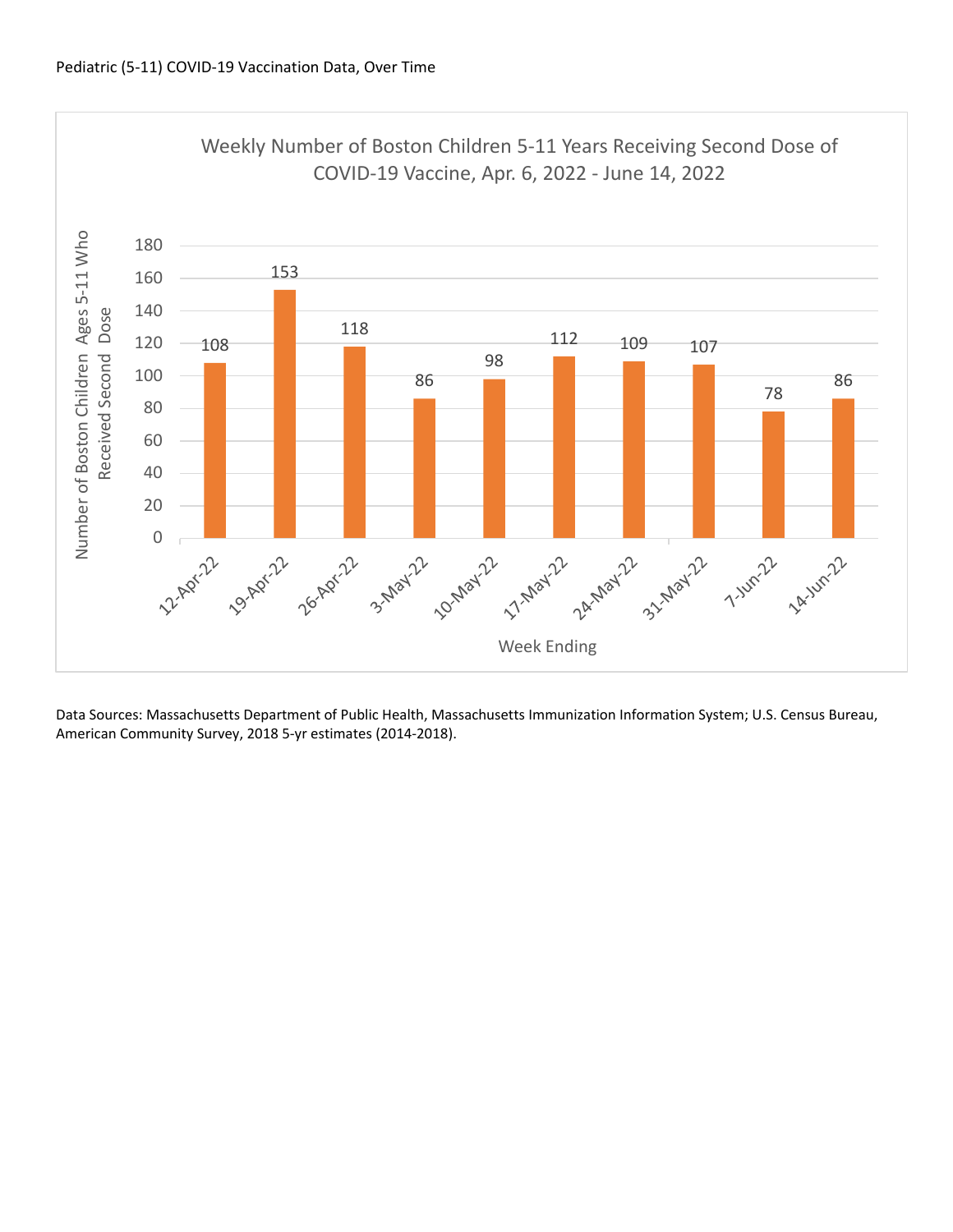Pediatric (5-11) COVID-19 Vaccination Data, Over Time

**Weekly Number of Boston Children 5-11 Years Receiving Second Dose of COVID-19 Vaccine, Apr. 6, 2022 - June 14, 2022**

| Week Ending | Number of Boston Children Ages 5-11 Who Received Second Dose |
|---|---|
| 12-Apr-22 | 108 |
| 19-Apr-22 | 153 |
| 26-Apr-22 | 118 |
| 3-May-22 | 86 |
| 10-May-22 | 98 |
| 17-May-22 | 112 |
| 24-May-22 | 109 |
| 31-May-22 | 107 |
| 7-Jun-22 | 78 |
| 14-Jun-22 | 86 |

Data Sources: Massachusetts Department of Public Health, Massachusetts Immunization Information System; U.S. Census Bureau, American Community Survey, 2018 5-yr estimates (2014-2018).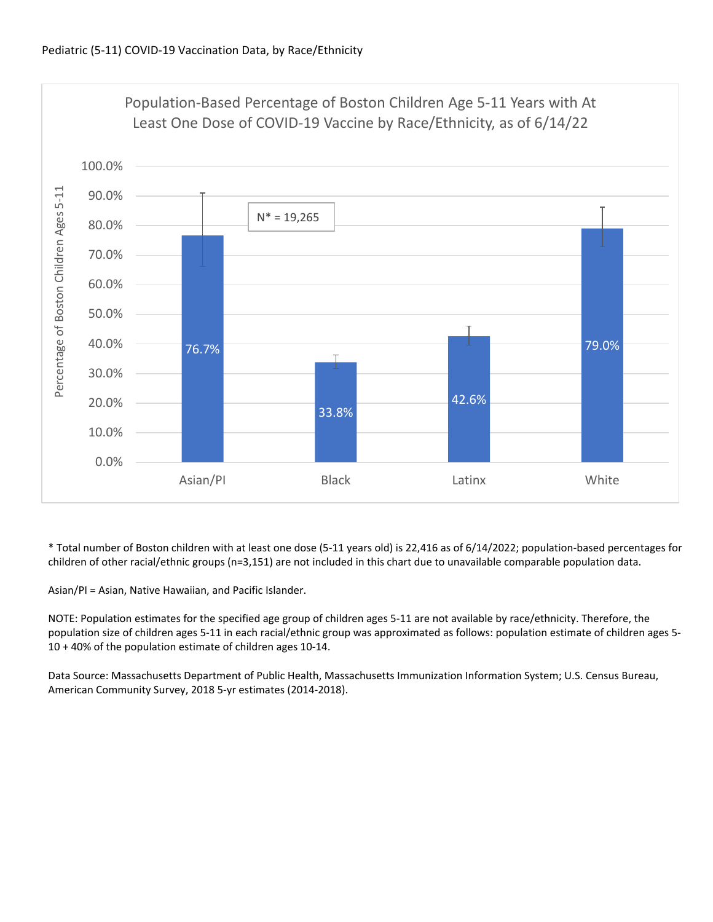Pediatric (5-11) COVID-19 Vaccination Data, by Race/Ethnicity

**Population-Based Percentage of Boston Children Age 5-11 Years with At Least One Dose of COVID-19 Vaccine by Race/Ethnicity, as of 6/14/22**

N* = 19,265

| Race/Ethnicity | Percentage of Boston Children Ages 5-11 |
|---|---|
| Asian/PI | 76.7% |
| Black | 33.8% |
| Latinx | 42.6% |
| White | 79.0% |

\* Total number of Boston children with at least one dose (5-11 years old) is 22,416 as of 6/14/2022; population-based percentages for children of other racial/ethnic groups (n=3,151) are not included in this chart due to unavailable comparable population data.

Asian/PI = Asian, Native Hawaiian, and Pacific Islander.

NOTE: Population estimates for the specified age group of children ages 5-11 are not available by race/ethnicity. Therefore, the population size of children ages 5-11 in each racial/ethnic group was approximated as follows: population estimate of children ages 5-10 + 40% of the population estimate of children ages 10-14.

Data Source: Massachusetts Department of Public Health, Massachusetts Immunization Information System; U.S. Census Bureau, American Community Survey, 2018 5-yr estimates (2014-2018).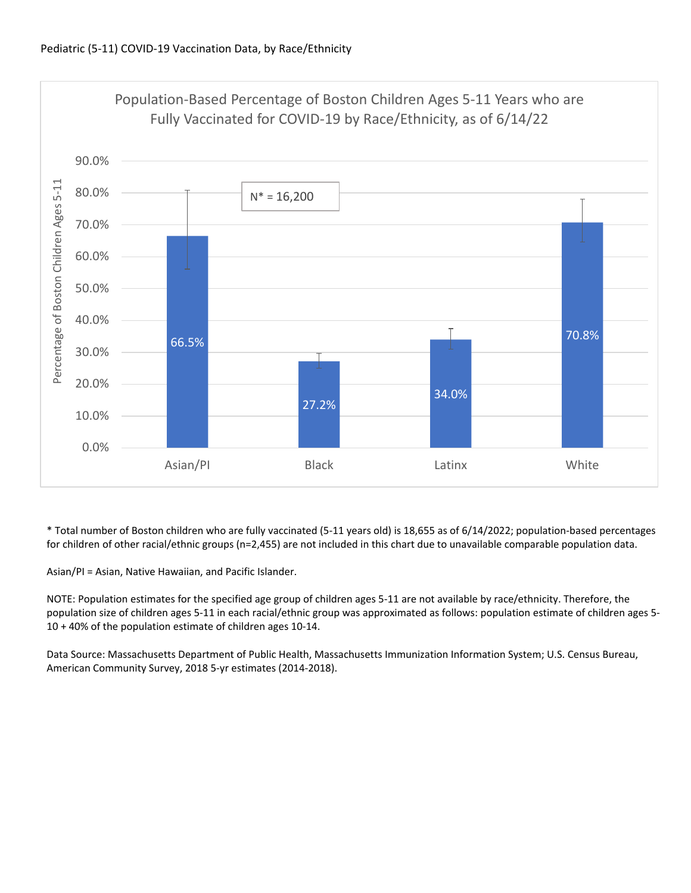Pediatric (5-11) COVID-19 Vaccination Data, by Race/Ethnicity

Population-Based Percentage of Boston Children Ages 5-11 Years who are Fully Vaccinated for COVID-19 by Race/Ethnicity, as of 6/14/22

N* = 16,200

| Race/Ethnicity | Percentage of Boston Children Ages 5-11 |
| --- | --- |
| Asian/PI | 66.5% |
| Black | 27.2% |
| Latinx | 34.0% |
| White | 70.8% |

* Total number of Boston children who are fully vaccinated (5-11 years old) is 18,655 as of 6/14/2022; population-based percentages for children of other racial/ethnic groups (n=2,455) are not included in this chart due to unavailable comparable population data.

Asian/PI = Asian, Native Hawaiian, and Pacific Islander.

NOTE: Population estimates for the specified age group of children ages 5-11 are not available by race/ethnicity. Therefore, the population size of children ages 5-11 in each racial/ethnic group was approximated as follows: population estimate of children ages 5-10 + 40% of the population estimate of children ages 10-14.

Data Source: Massachusetts Department of Public Health, Massachusetts Immunization Information System; U.S. Census Bureau, American Community Survey, 2018 5-yr estimates (2014-2018).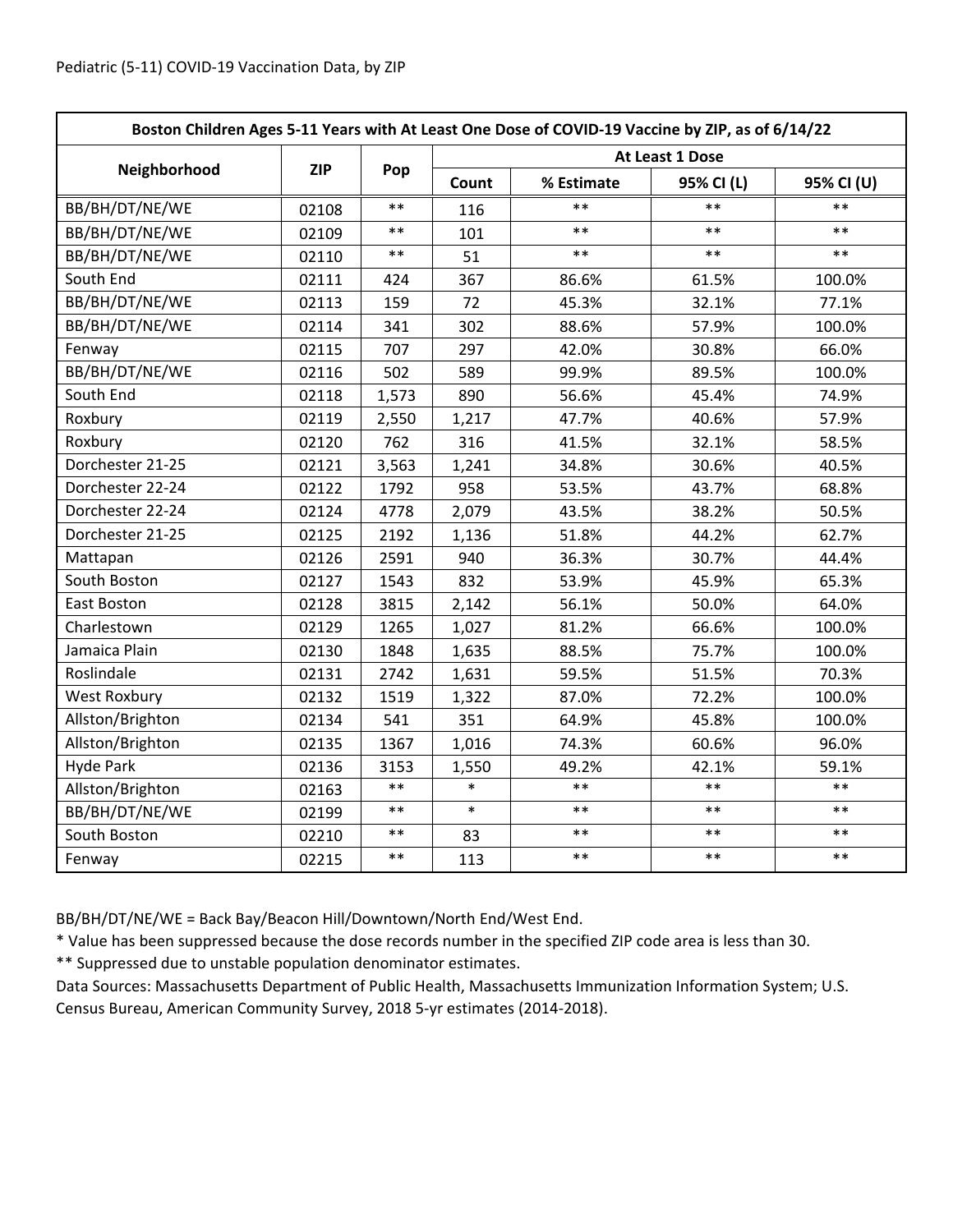Pediatric (5-11) COVID-19 Vaccination Data, by ZIP

| Boston Children Ages 5-11 Years with At Least One Dose of COVID-19 Vaccine by ZIP, as of 6/14/22 | | | | | | |
|---|---|---|---|---|---|---|
| Neighborhood | ZIP | Pop | At Least 1 Dose | | | |
| | | | Count | % Estimate | 95% CI (L) | 95% CI (U) |
| BB/BH/DT/NE/WE | 02108 | ** | 116 | ** | ** | ** |
| BB/BH/DT/NE/WE | 02109 | ** | 101 | ** | ** | ** |
| BB/BH/DT/NE/WE | 02110 | ** | 51 | ** | ** | ** |
| South End | 02111 | 424 | 367 | 86.6% | 61.5% | 100.0% |
| BB/BH/DT/NE/WE | 02113 | 159 | 72 | 45.3% | 32.1% | 77.1% |
| BB/BH/DT/NE/WE | 02114 | 341 | 302 | 88.6% | 57.9% | 100.0% |
| Fenway | 02115 | 707 | 297 | 42.0% | 30.8% | 66.0% |
| BB/BH/DT/NE/WE | 02116 | 502 | 589 | 99.9% | 89.5% | 100.0% |
| South End | 02118 | 1,573 | 890 | 56.6% | 45.4% | 74.9% |
| Roxbury | 02119 | 2,550 | 1,217 | 47.7% | 40.6% | 57.9% |
| Roxbury | 02120 | 762 | 316 | 41.5% | 32.1% | 58.5% |
| Dorchester 21-25 | 02121 | 3,563 | 1,241 | 34.8% | 30.6% | 40.5% |
| Dorchester 22-24 | 02122 | 1792 | 958 | 53.5% | 43.7% | 68.8% |
| Dorchester 22-24 | 02124 | 4778 | 2,079 | 43.5% | 38.2% | 50.5% |
| Dorchester 21-25 | 02125 | 2192 | 1,136 | 51.8% | 44.2% | 62.7% |
| Mattapan | 02126 | 2591 | 940 | 36.3% | 30.7% | 44.4% |
| South Boston | 02127 | 1543 | 832 | 53.9% | 45.9% | 65.3% |
| East Boston | 02128 | 3815 | 2,142 | 56.1% | 50.0% | 64.0% |
| Charlestown | 02129 | 1265 | 1,027 | 81.2% | 66.6% | 100.0% |
| Jamaica Plain | 02130 | 1848 | 1,635 | 88.5% | 75.7% | 100.0% |
| Roslindale | 02131 | 2742 | 1,631 | 59.5% | 51.5% | 70.3% |
| West Roxbury | 02132 | 1519 | 1,322 | 87.0% | 72.2% | 100.0% |
| Allston/Brighton | 02134 | 541 | 351 | 64.9% | 45.8% | 100.0% |
| Allston/Brighton | 02135 | 1367 | 1,016 | 74.3% | 60.6% | 96.0% |
| Hyde Park | 02136 | 3153 | 1,550 | 49.2% | 42.1% | 59.1% |
| Allston/Brighton | 02163 | ** | * | ** | ** | ** |
| BB/BH/DT/NE/WE | 02199 | ** | * | ** | ** | ** |
| South Boston | 02210 | ** | 83 | ** | ** | ** |
| Fenway | 02215 | ** | 113 | ** | ** | ** |

BB/BH/DT/NE/WE = Back Bay/Beacon Hill/Downtown/North End/West End.

* Value has been suppressed because the dose records number in the specified ZIP code area is less than 30.

** Suppressed due to unstable population denominator estimates.

Data Sources: Massachusetts Department of Public Health, Massachusetts Immunization Information System; U.S. Census Bureau, American Community Survey, 2018 5-yr estimates (2014-2018).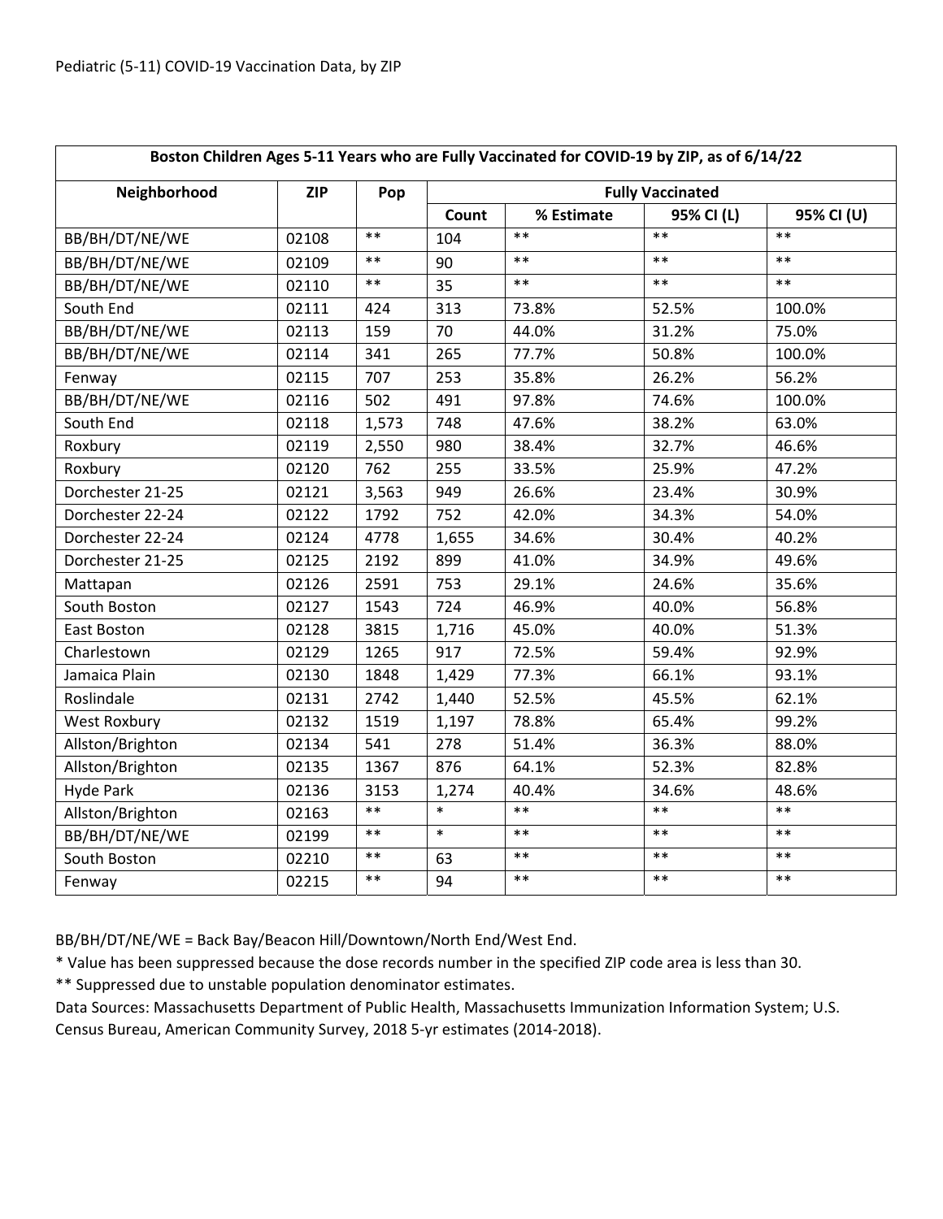Pediatric (5-11) COVID-19 Vaccination Data, by ZIP

| Boston Children Ages 5-11 Years who are Fully Vaccinated for COVID-19 by ZIP, as of 6/14/22 | | | | | | |
|---|---|---|---|---|---|---|
| Neighborhood | ZIP | Pop | Fully Vaccinated | | | |
| | | | Count | % Estimate | 95% CI (L) | 95% CI (U) |
| BB/BH/DT/NE/WE | 02108 | ** | 104 | ** | ** | ** |
| BB/BH/DT/NE/WE | 02109 | ** | 90 | ** | ** | ** |
| BB/BH/DT/NE/WE | 02110 | ** | 35 | ** | ** | ** |
| South End | 02111 | 424 | 313 | 73.8% | 52.5% | 100.0% |
| BB/BH/DT/NE/WE | 02113 | 159 | 70 | 44.0% | 31.2% | 75.0% |
| BB/BH/DT/NE/WE | 02114 | 341 | 265 | 77.7% | 50.8% | 100.0% |
| Fenway | 02115 | 707 | 253 | 35.8% | 26.2% | 56.2% |
| BB/BH/DT/NE/WE | 02116 | 502 | 491 | 97.8% | 74.6% | 100.0% |
| South End | 02118 | 1,573 | 748 | 47.6% | 38.2% | 63.0% |
| Roxbury | 02119 | 2,550 | 980 | 38.4% | 32.7% | 46.6% |
| Roxbury | 02120 | 762 | 255 | 33.5% | 25.9% | 47.2% |
| Dorchester 21-25 | 02121 | 3,563 | 949 | 26.6% | 23.4% | 30.9% |
| Dorchester 22-24 | 02122 | 1792 | 752 | 42.0% | 34.3% | 54.0% |
| Dorchester 22-24 | 02124 | 4778 | 1,655 | 34.6% | 30.4% | 40.2% |
| Dorchester 21-25 | 02125 | 2192 | 899 | 41.0% | 34.9% | 49.6% |
| Mattapan | 02126 | 2591 | 753 | 29.1% | 24.6% | 35.6% |
| South Boston | 02127 | 1543 | 724 | 46.9% | 40.0% | 56.8% |
| East Boston | 02128 | 3815 | 1,716 | 45.0% | 40.0% | 51.3% |
| Charlestown | 02129 | 1265 | 917 | 72.5% | 59.4% | 92.9% |
| Jamaica Plain | 02130 | 1848 | 1,429 | 77.3% | 66.1% | 93.1% |
| Roslindale | 02131 | 2742 | 1,440 | 52.5% | 45.5% | 62.1% |
| West Roxbury | 02132 | 1519 | 1,197 | 78.8% | 65.4% | 99.2% |
| Allston/Brighton | 02134 | 541 | 278 | 51.4% | 36.3% | 88.0% |
| Allston/Brighton | 02135 | 1367 | 876 | 64.1% | 52.3% | 82.8% |
| Hyde Park | 02136 | 3153 | 1,274 | 40.4% | 34.6% | 48.6% |
| Allston/Brighton | 02163 | ** | * | ** | ** | ** |
| BB/BH/DT/NE/WE | 02199 | ** | * | ** | ** | ** |
| South Boston | 02210 | ** | 63 | ** | ** | ** |
| Fenway | 02215 | ** | 94 | ** | ** | ** |

BB/BH/DT/NE/WE = Back Bay/Beacon Hill/Downtown/North End/West End.

* Value has been suppressed because the dose records number in the specified ZIP code area is less than 30.

** Suppressed due to unstable population denominator estimates.

Data Sources: Massachusetts Department of Public Health, Massachusetts Immunization Information System; U.S. Census Bureau, American Community Survey, 2018 5-yr estimates (2014-2018).